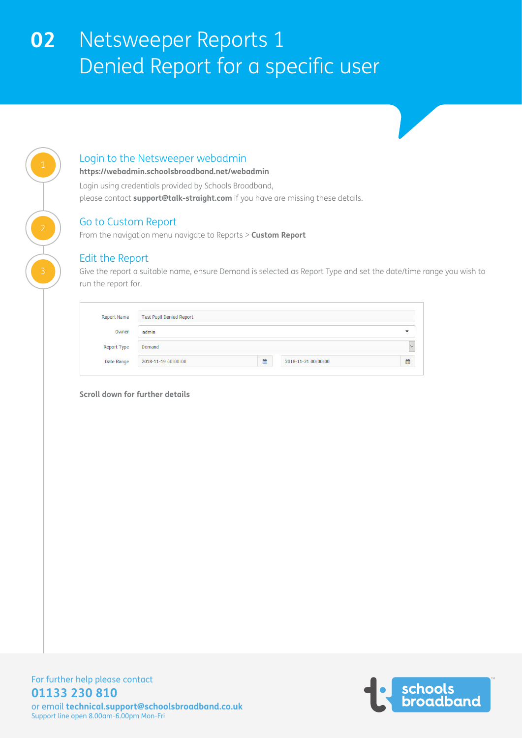# 02 Netsweeper Reports 1 Denied Report for a specific user

1. ## Login to the Netsweeper webadmin

**https://webadmin.schoolsbroadband.net/webadmin**

Login using credentials provided by Schools Broadband, please contact **support@talk-straight.com** if you have are missing these details.

2. ## Go to Custom Report

From the navigation menu navigate to Reports > **Custom Report**

3. ## Edit the Report

Give the report a suitable name, ensure Demand is selected as Report Type and set the date/time range you wish to run the report for.

| | | |
|---|---|---|
| Report Name | Test Pupil Denied Report | |
| Owner | admin | |
| Report Type | Demand | |
| Date Range | 2018-11-19 00:00:00 | 2018-11-21 00:00:00 |

**Scroll down for further details**

For further help please contact
**01133 230 810**
or email **technical.support@schoolsbroadband.co.uk**
Support line open 8.00am-6.00pm Mon-Fri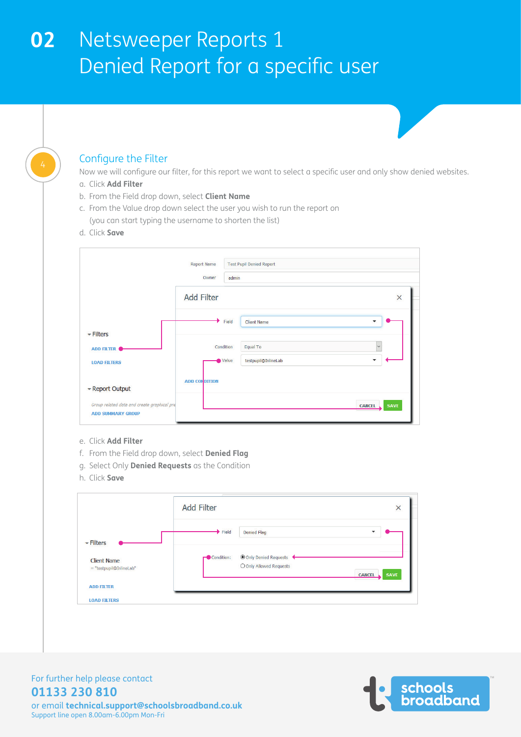# 02 Netsweeper Reports 1 Denied Report for a specific user

4

## Configure the Filter

Now we will configure our filter, for this report we want to select a specific user and only show denied websites.

a. Click **Add Filter**

b. From the Field drop down, select **Client Name**

c. From the Value drop down select the user you wish to run the report on (you can start typing the username to shorten the list)

d. Click **Save**

e. Click **Add Filter**

f. From the Field drop down, select **Denied Flag**

g. Select Only **Denied Requests** as the Condition

h. Click **Save**

For further help please contact

**01133 230 810**

or email **technical.support@schoolsbroadband.co.uk**

Support line open 8.00am-6.00pm Mon-Fri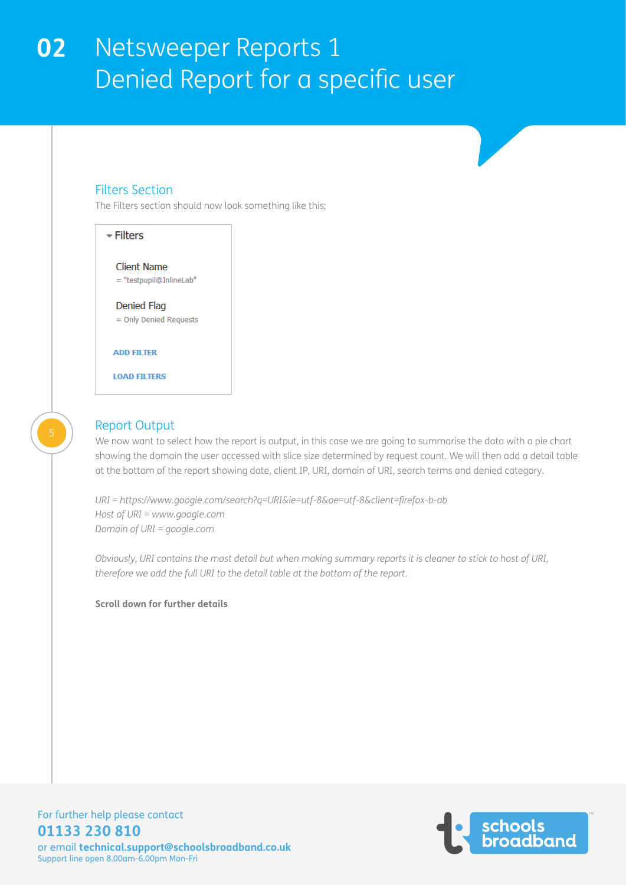# 02 Netsweeper Reports 1 Denied Report for a specific user

### Filters Section

The Filters section should now look something like this;

▾ Filters

Client Name
= "testpupil@InlineLab"

Denied Flag
= Only Denied Requests

ADD FILTER

LOAD FILTERS

5

### Report Output

We now want to select how the report is output, in this case we are going to summarise the data with a pie chart showing the domain the user accessed with slice size determined by request count. We will then add a detail table at the bottom of the report showing date, client IP, URI, domain of URI, search terms and denied category.

*URI = https://www.google.com/search?q=URI&ie=utf-8&oe=utf-8&client=firefox-b-ab*
*Host of URI = www.google.com*
*Domain of URI = google.com*

*Obviously, URI contains the most detail but when making summary reports it is cleaner to stick to host of URI, therefore we add the full URI to the detail table at the bottom of the report.*

**Scroll down for further details**

For further help please contact
**01133 230 810**
or email **technical.support@schoolsbroadband.co.uk**
Support line open 8.00am-6.00pm Mon-Fri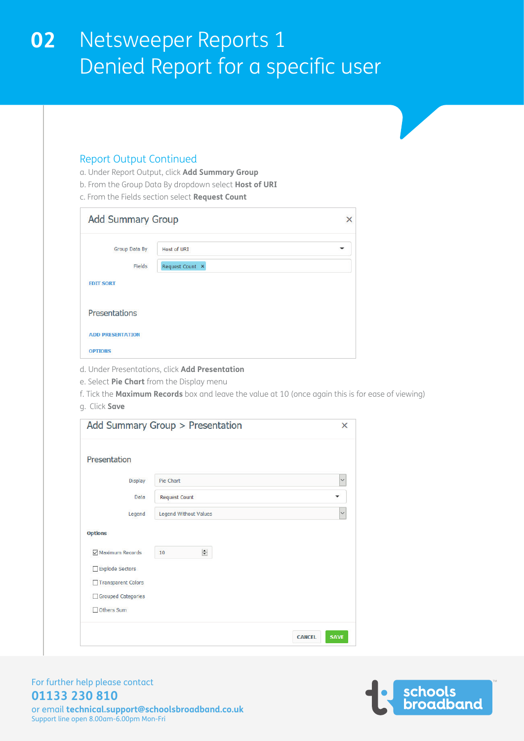# 02 Netsweeper Reports 1
## Denied Report for a specific user

### Report Output Continued

a. Under Report Output, click **Add Summary Group**

b. From the Group Data By dropdown select **Host of URI**

c. From the Fields section select **Request Count**

Add Summary Group

Group Data By: Host of URI

Fields: Request Count

EDIT SORT

Presentations

ADD PRESENTATION

OPTIONS

d. Under Presentations, click **Add Presentation**

e. Select **Pie Chart** from the Display menu

f. Tick the **Maximum Records** box and leave the value at 10 (once again this is for ease of viewing)

g. Click **Save**

Add Summary Group > Presentation

Presentation

Display: Pie Chart

Data: Request Count

Legend: Legend Without Values

Options

- [x] Maximum Records: 10
- [ ] Explode Sectors
- [ ] Transparent Colors
- [ ] Grouped Categories
- [ ] Others Sum

CANCEL SAVE

For further help please contact
**01133 230 810**
or email **technical.support@schoolsbroadband.co.uk**
Support line open 8.00am-6.00pm Mon-Fri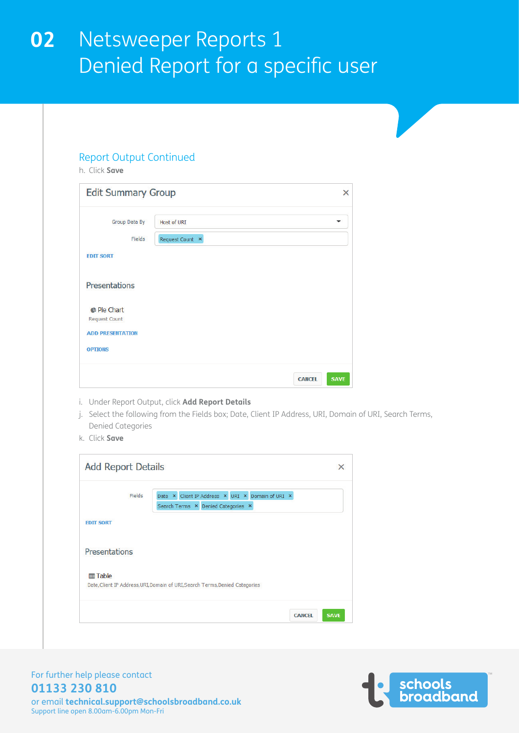# 02 Netsweeper Reports 1
# Denied Report for a specific user

## Report Output Continued

h. Click **Save**

**Edit Summary Group**

Group Data By: Host of URI

Fields: Request Count

EDIT SORT

Presentations

Pie Chart
Request Count

ADD PRESENTATION

OPTIONS

CANCEL SAVE

i. Under Report Output, click **Add Report Details**

j. Select the following from the Fields box; Date, Client IP Address, URI, Domain of URI, Search Terms, Denied Categories

k. Click **Save**

**Add Report Details**

Fields: Date, Client IP Address, URI, Domain of URI, Search Terms, Denied Categories

EDIT SORT

Presentations

Table
Date,Client IP Address,URI,Domain of URI,Search Terms,Denied Categories

CANCEL SAVE

For further help please contact
**01133 230 810**
or email **technical.support@schoolsbroadband.co.uk**
Support line open 8.00am-6.00pm Mon-Fri

schools broadband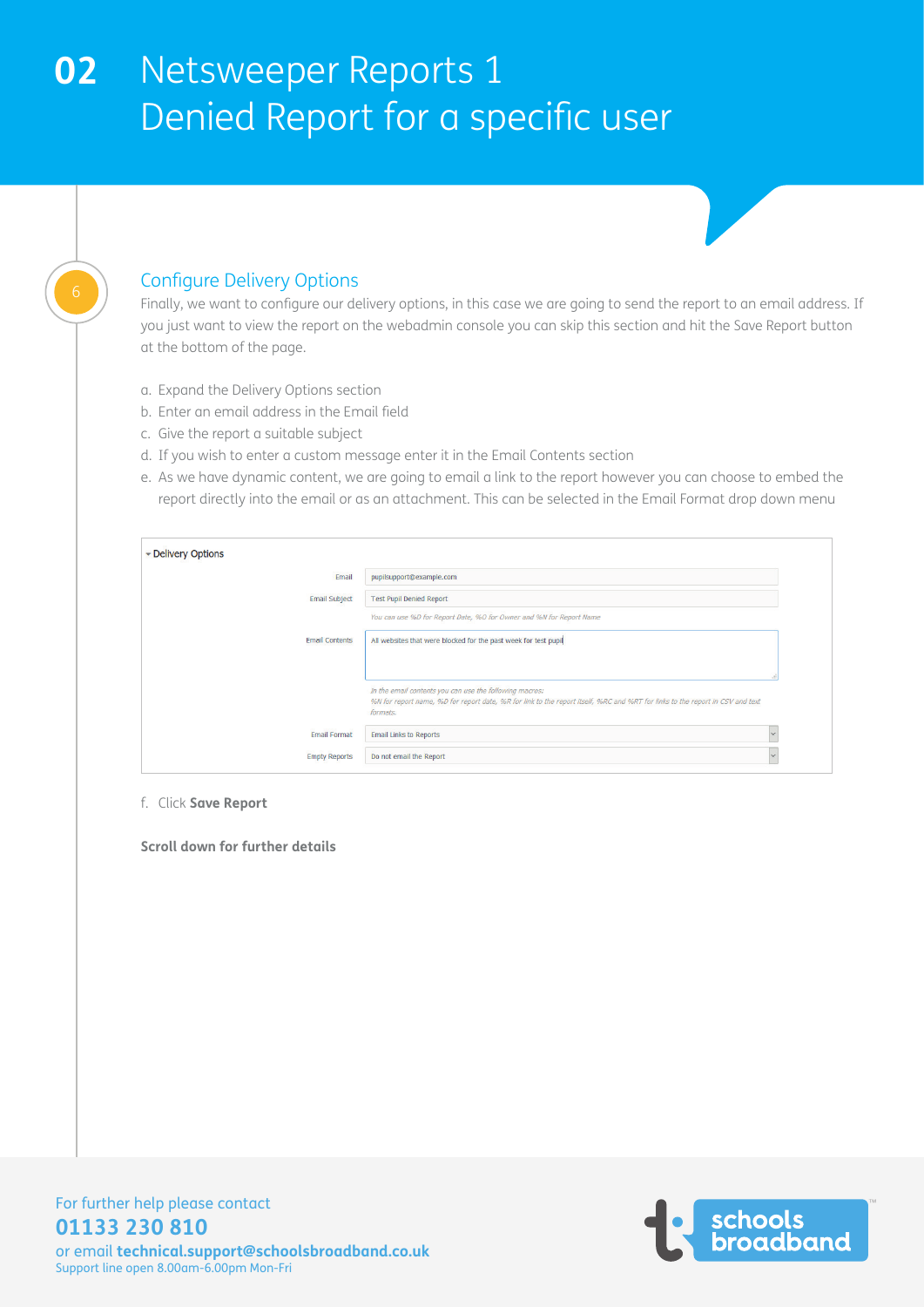# 02 Netsweeper Reports 1 Denied Report for a specific user

6

## Configure Delivery Options

Finally, we want to configure our delivery options, in this case we are going to send the report to an email address. If you just want to view the report on the webadmin console you can skip this section and hit the Save Report button at the bottom of the page.

a. Expand the Delivery Options section
b. Enter an email address in the Email field
c. Give the report a suitable subject
d. If you wish to enter a custom message enter it in the Email Contents section
e. As we have dynamic content, we are going to email a link to the report however you can choose to embed the report directly into the email or as an attachment. This can be selected in the Email Format drop down menu

▾ Delivery Options

| Field | Value |
|---|---|
| Email | pupilsupport@example.com |
| Email Subject | Test Pupil Denied Report |
| | *You can use %D for Report Date, %O for Owner and %N for Report Name* |
| Email Contents | All websites that were blocked for the past week for test pupil |
| | *In the email contents you can use the following macros: %N for report name, %D for report date, %R for link to the report itself, %RC and %RT for links to the report in CSV and text formats.* |
| Email Format | Email Links to Reports |
| Empty Reports | Do not email the Report |

f. Click **Save Report**

**Scroll down for further details**

For further help please contact
**01133 230 810**
or email **technical.support@schoolsbroadband.co.uk**
Support line open 8.00am-6.00pm Mon-Fri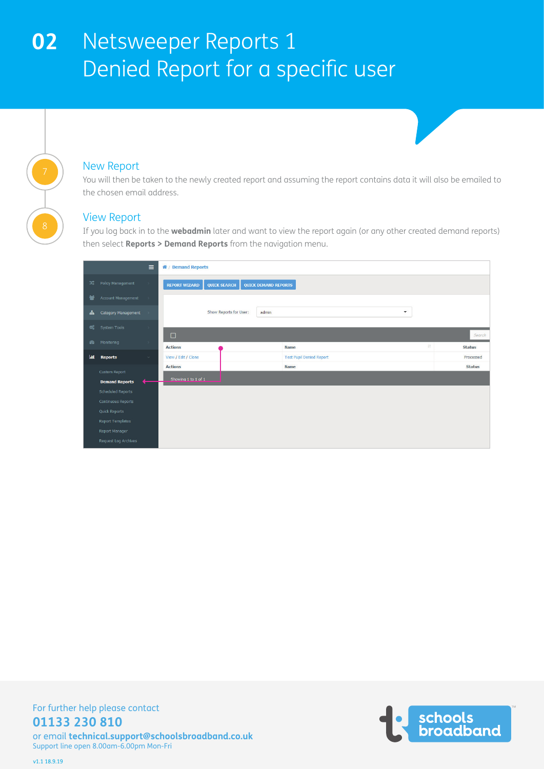# 02 Netsweeper Reports 1 Denied Report for a specific user

7

## New Report

You will then be taken to the newly created report and assuming the report contains data it will also be emailed to the chosen email address.

8

## View Report

If you log back in to the **webadmin** later and want to view the report again (or any other created demand reports) then select **Reports > Demand Reports** from the navigation menu.

For further help please contact

**01133 230 810**

or email **technical.support@schoolsbroadband.co.uk**

Support line open 8.00am-6.00pm Mon-Fri

v1.1 18.9.19